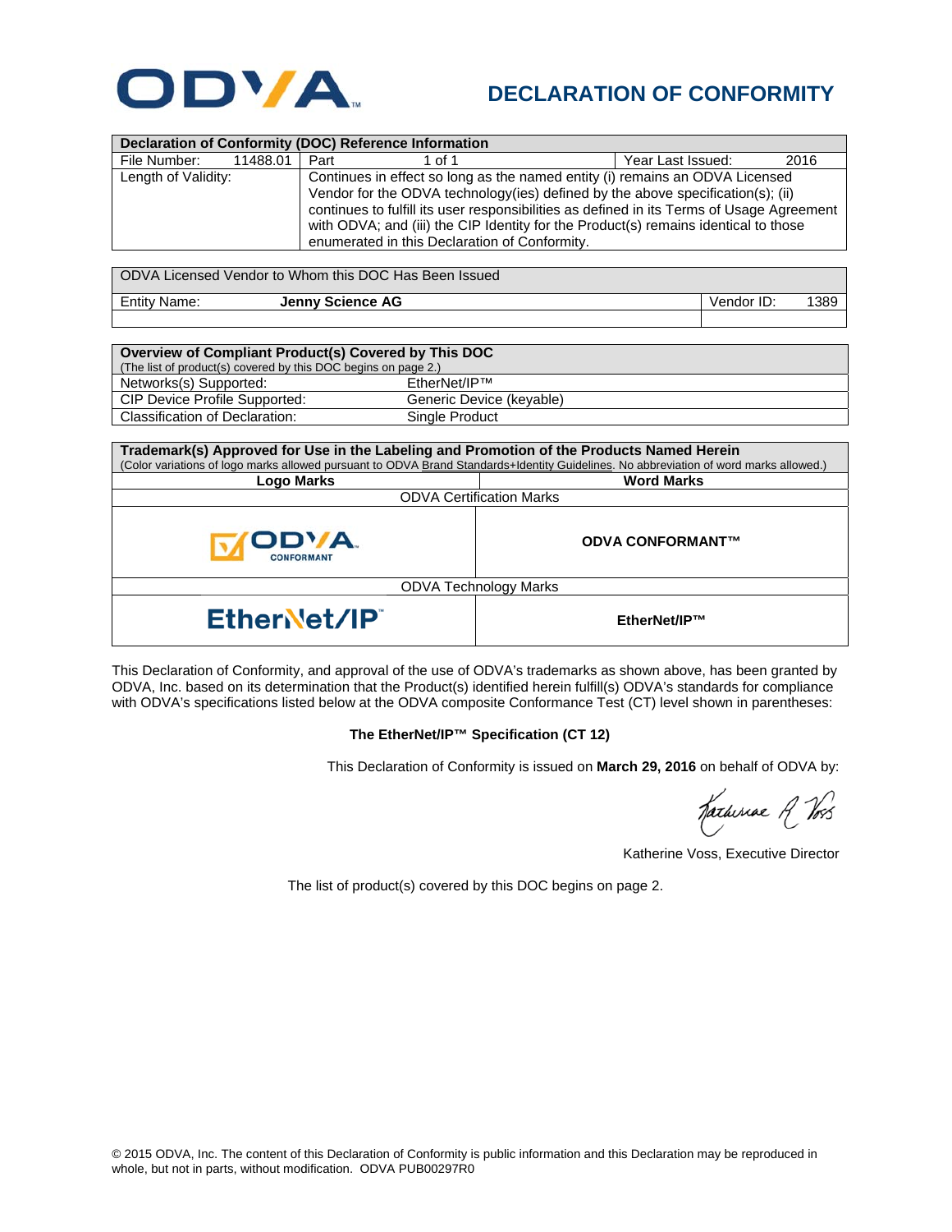# ODVA

## DECLARATION OF CONFORMITY

| Declaration of Conformity (DOC) Reference Information | | | |
|---|---|---|---|
| File Number: 11488.01 | Part 1 of 1 | Year Last Issued: | 2016 |
| Length of Validity: | Continues in effect so long as the named entity (i) remains an ODVA Licensed Vendor for the ODVA technology(ies) defined by the above specification(s); (ii) continues to fulfill its user responsibilities as defined in its Terms of Usage Agreement with ODVA; and (iii) the CIP Identity for the Product(s) remains identical to those enumerated in this Declaration of Conformity. | | |

| ODVA Licensed Vendor to Whom this DOC Has Been Issued | | |
|---|---|---|
| Entity Name: | **Jenny Science AG** | Vendor ID: 1389 |

| **Overview of Compliant Product(s) Covered by This DOC** (The list of product(s) covered by this DOC begins on page 2.) | |
|---|---|
| Networks(s) Supported: | EtherNet/IP™ |
| CIP Device Profile Supported: | Generic Device (keyable) |
| Classification of Declaration: | Single Product |

| **Trademark(s) Approved for Use in the Labeling and Promotion of the Products Named Herein** (Color variations of logo marks allowed pursuant to ODVA Brand Standards+Identity Guidelines. No abbreviation of word marks allowed.) | |
|---|---|
| **Logo Marks** | **Word Marks** |
| ODVA Certification Marks | |
| ODVA CONFORMANT | **ODVA CONFORMANT™** |
| ODVA Technology Marks | |
| EtherNet/IP™ | **EtherNet/IP™** |

This Declaration of Conformity, and approval of the use of ODVA's trademarks as shown above, has been granted by ODVA, Inc. based on its determination that the Product(s) identified herein fulfill(s) ODVA's standards for compliance with ODVA's specifications listed below at the ODVA composite Conformance Test (CT) level shown in parentheses:

**The EtherNet/IP™ Specification (CT 12)**

This Declaration of Conformity is issued on **March 29, 2016** on behalf of ODVA by:

Katherine Voss, Executive Director

The list of product(s) covered by this DOC begins on page 2.

© 2015 ODVA, Inc. The content of this Declaration of Conformity is public information and this Declaration may be reproduced in whole, but not in parts, without modification. ODVA PUB00297R0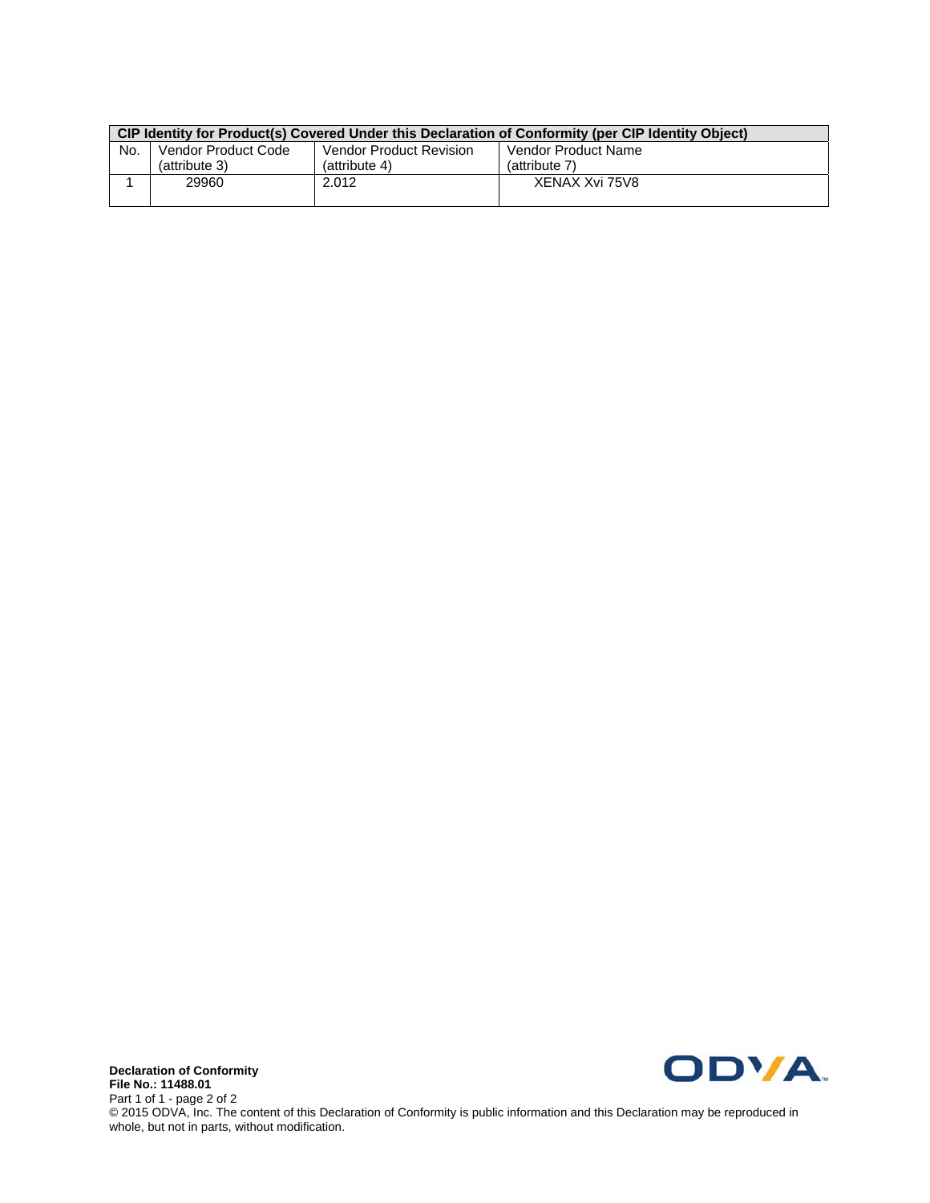| CIP Identity for Product(s) Covered Under this Declaration of Conformity (per CIP Identity Object) | | | |
|---|---|---|---|
| No. | Vendor Product Code (attribute 3) | Vendor Product Revision (attribute 4) | Vendor Product Name (attribute 7) |
| 1 | 29960 | 2.012 | XENAX Xvi 75V8 |

**Declaration of Conformity**
**File No.: 11488.01**
Part 1 of 1 - page 2 of 2
© 2015 ODVA, Inc. The content of this Declaration of Conformity is public information and this Declaration may be reproduced in whole, but not in parts, without modification.